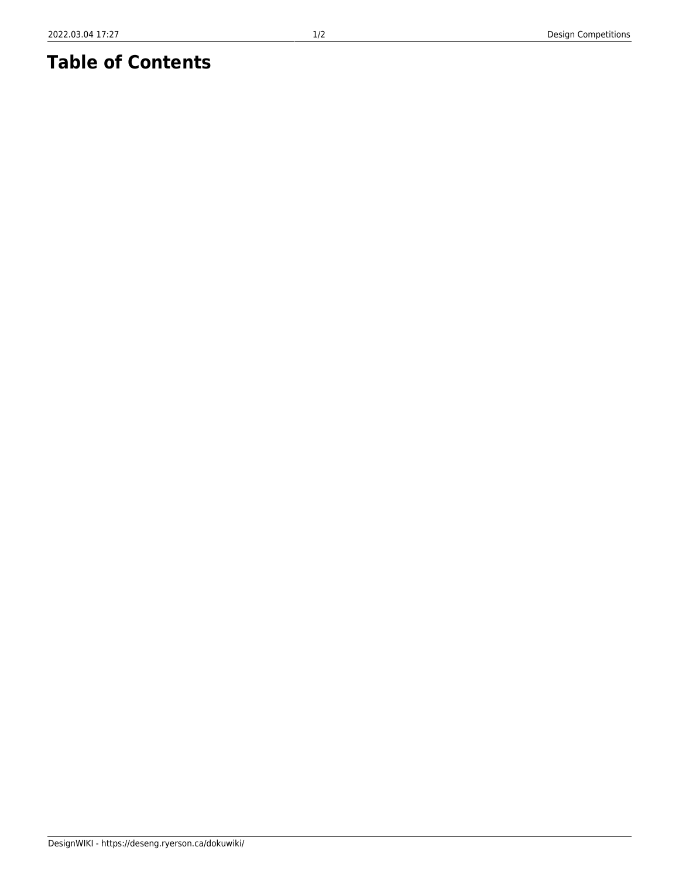# Table of Contents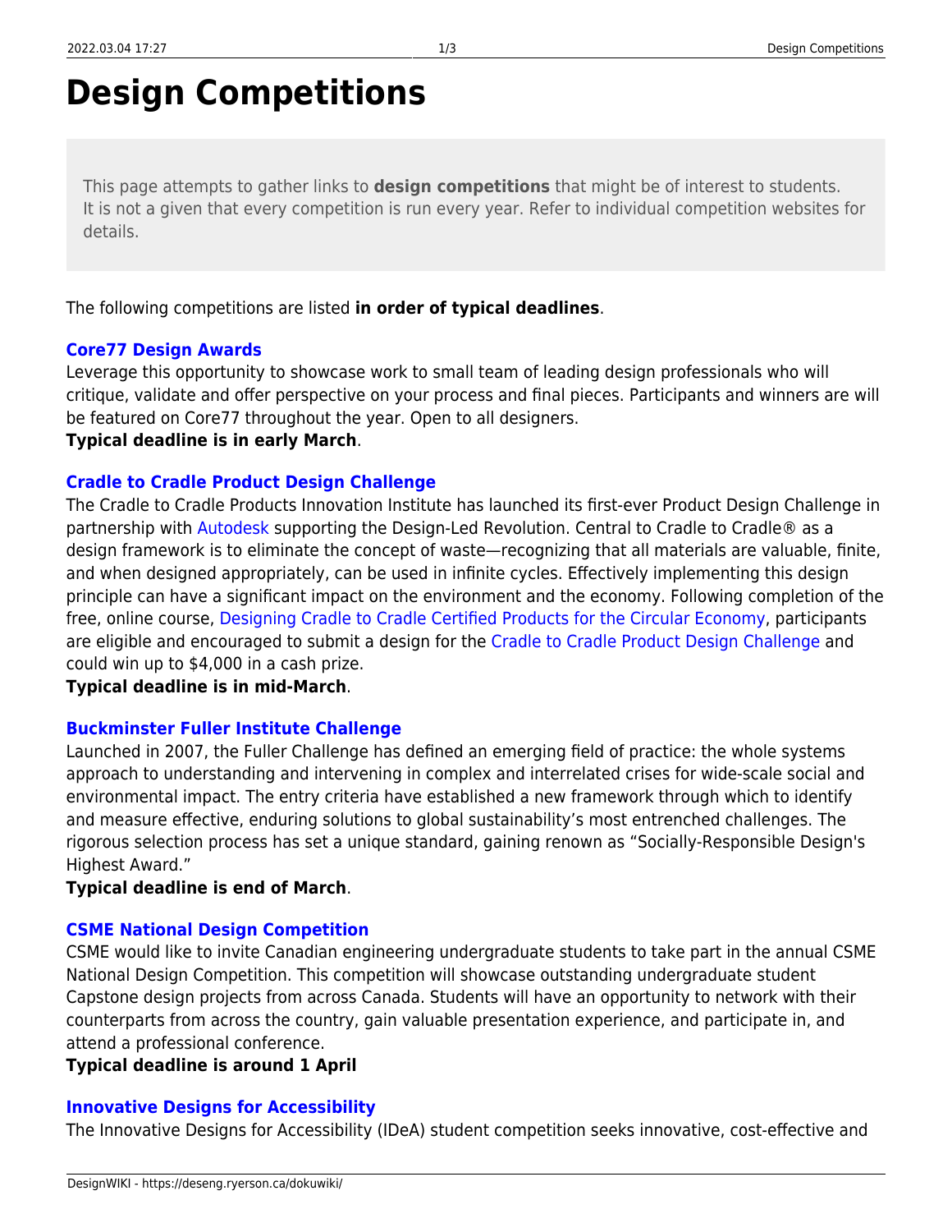# Design Competitions

> This page attempts to gather links to **design competitions** that might be of interest to students. It is not a given that every competition is run every year. Refer to individual competition websites for details.

The following competitions are listed **in order of typical deadlines**.

**Core77 Design Awards**
Leverage this opportunity to showcase work to small team of leading design professionals who will critique, validate and offer perspective on your process and final pieces. Participants and winners are will be featured on Core77 throughout the year. Open to all designers.
**Typical deadline is in early March**.

**Cradle to Cradle Product Design Challenge**
The Cradle to Cradle Products Innovation Institute has launched its first-ever Product Design Challenge in partnership with Autodesk supporting the Design-Led Revolution. Central to Cradle to Cradle® as a design framework is to eliminate the concept of waste—recognizing that all materials are valuable, finite, and when designed appropriately, can be used in infinite cycles. Effectively implementing this design principle can have a significant impact on the environment and the economy. Following completion of the free, online course, Designing Cradle to Cradle Certified Products for the Circular Economy, participants are eligible and encouraged to submit a design for the Cradle to Cradle Product Design Challenge and could win up to $4,000 in a cash prize.
**Typical deadline is in mid-March**.

**Buckminster Fuller Institute Challenge**
Launched in 2007, the Fuller Challenge has defined an emerging field of practice: the whole systems approach to understanding and intervening in complex and interrelated crises for wide-scale social and environmental impact. The entry criteria have established a new framework through which to identify and measure effective, enduring solutions to global sustainability's most entrenched challenges. The rigorous selection process has set a unique standard, gaining renown as "Socially-Responsible Design's Highest Award."
**Typical deadline is end of March**.

**CSME National Design Competition**
CSME would like to invite Canadian engineering undergraduate students to take part in the annual CSME National Design Competition. This competition will showcase outstanding undergraduate student Capstone design projects from across Canada. Students will have an opportunity to network with their counterparts from across the country, gain valuable presentation experience, and participate in, and attend a professional conference.
**Typical deadline is around 1 April**

**Innovative Designs for Accessibility**
The Innovative Designs for Accessibility (IDeA) student competition seeks innovative, cost-effective and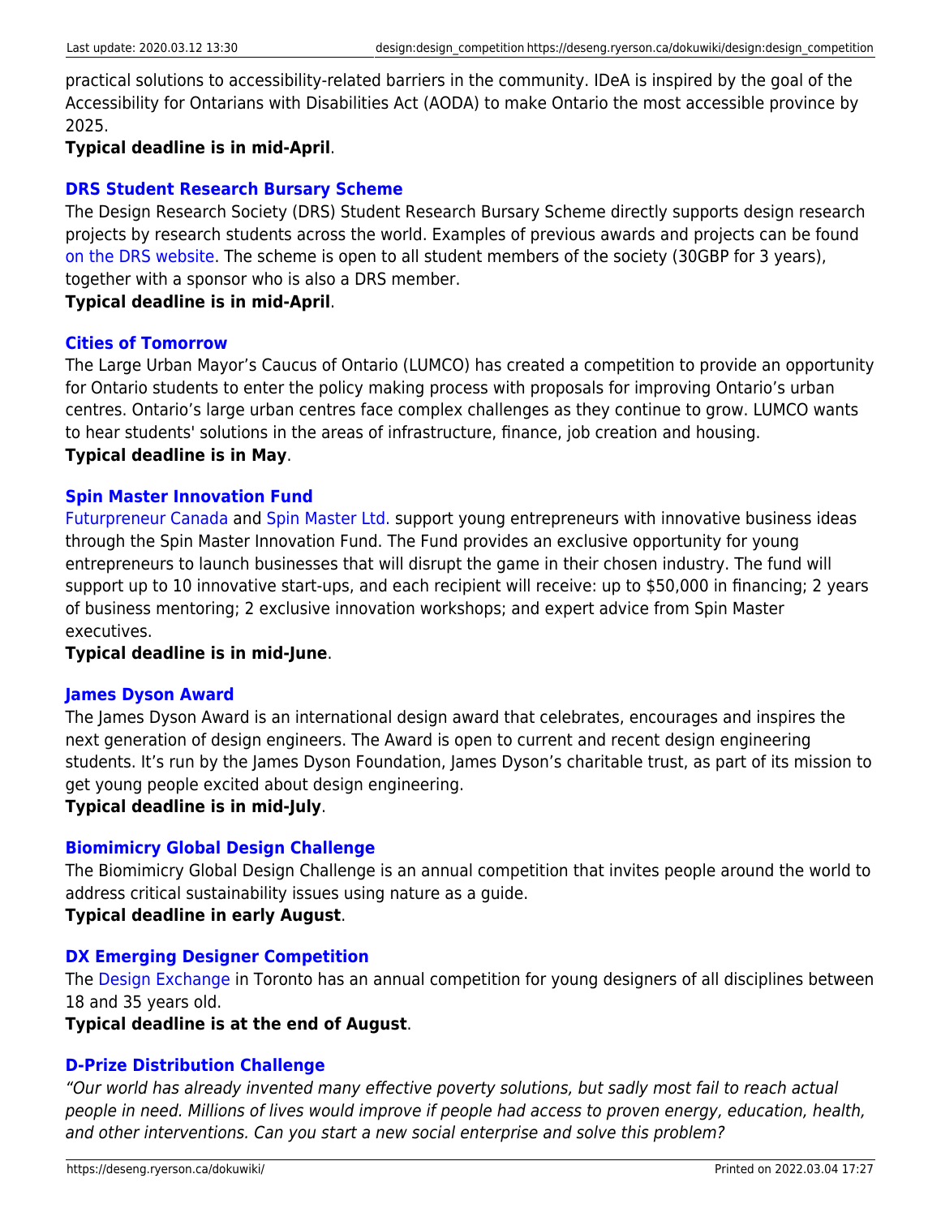practical solutions to accessibility-related barriers in the community. IDeA is inspired by the goal of the Accessibility for Ontarians with Disabilities Act (AODA) to make Ontario the most accessible province by 2025.
**Typical deadline is in mid-April**.

### DRS Student Research Bursary Scheme

The Design Research Society (DRS) Student Research Bursary Scheme directly supports design research projects by research students across the world. Examples of previous awards and projects can be found on the DRS website. The scheme is open to all student members of the society (30GBP for 3 years), together with a sponsor who is also a DRS member.
**Typical deadline is in mid-April**.

### Cities of Tomorrow

The Large Urban Mayor's Caucus of Ontario (LUMCO) has created a competition to provide an opportunity for Ontario students to enter the policy making process with proposals for improving Ontario's urban centres. Ontario's large urban centres face complex challenges as they continue to grow. LUMCO wants to hear students' solutions in the areas of infrastructure, finance, job creation and housing.
**Typical deadline is in May**.

### Spin Master Innovation Fund

Futurpreneur Canada and Spin Master Ltd. support young entrepreneurs with innovative business ideas through the Spin Master Innovation Fund. The Fund provides an exclusive opportunity for young entrepreneurs to launch businesses that will disrupt the game in their chosen industry. The fund will support up to 10 innovative start-ups, and each recipient will receive: up to $50,000 in financing; 2 years of business mentoring; 2 exclusive innovation workshops; and expert advice from Spin Master executives.
**Typical deadline is in mid-June**.

### James Dyson Award

The James Dyson Award is an international design award that celebrates, encourages and inspires the next generation of design engineers. The Award is open to current and recent design engineering students. It's run by the James Dyson Foundation, James Dyson's charitable trust, as part of its mission to get young people excited about design engineering.
**Typical deadline is in mid-July**.

### Biomimicry Global Design Challenge

The Biomimicry Global Design Challenge is an annual competition that invites people around the world to address critical sustainability issues using nature as a guide.
**Typical deadline in early August**.

### DX Emerging Designer Competition

The Design Exchange in Toronto has an annual competition for young designers of all disciplines between 18 and 35 years old.
**Typical deadline is at the end of August**.

### D-Prize Distribution Challenge

*"Our world has already invented many effective poverty solutions, but sadly most fail to reach actual people in need. Millions of lives would improve if people had access to proven energy, education, health, and other interventions. Can you start a new social enterprise and solve this problem?*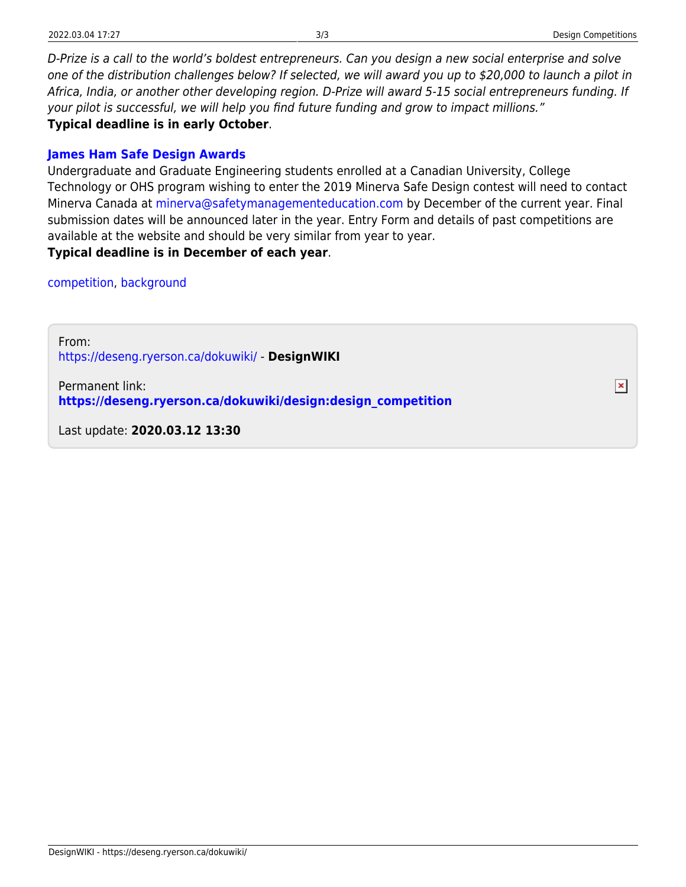*D-Prize is a call to the world's boldest entrepreneurs. Can you design a new social enterprise and solve one of the distribution challenges below? If selected, we will award you up to $20,000 to launch a pilot in Africa, India, or another other developing region. D-Prize will award 5-15 social entrepreneurs funding. If your pilot is successful, we will help you find future funding and grow to impact millions."*
**Typical deadline is in early October**.

### James Ham Safe Design Awards

Undergraduate and Graduate Engineering students enrolled at a Canadian University, College Technology or OHS program wishing to enter the 2019 Minerva Safe Design contest will need to contact Minerva Canada at minerva@safetymanagementeducation.com by December of the current year. Final submission dates will be announced later in the year. Entry Form and details of past competitions are available at the website and should be very similar from year to year.
**Typical deadline is in December of each year**.

competition, background

From:
https://deseng.ryerson.ca/dokuwiki/ - **DesignWIKI**

Permanent link:
**https://deseng.ryerson.ca/dokuwiki/design:design_competition**

Last update: **2020.03.12 13:30**